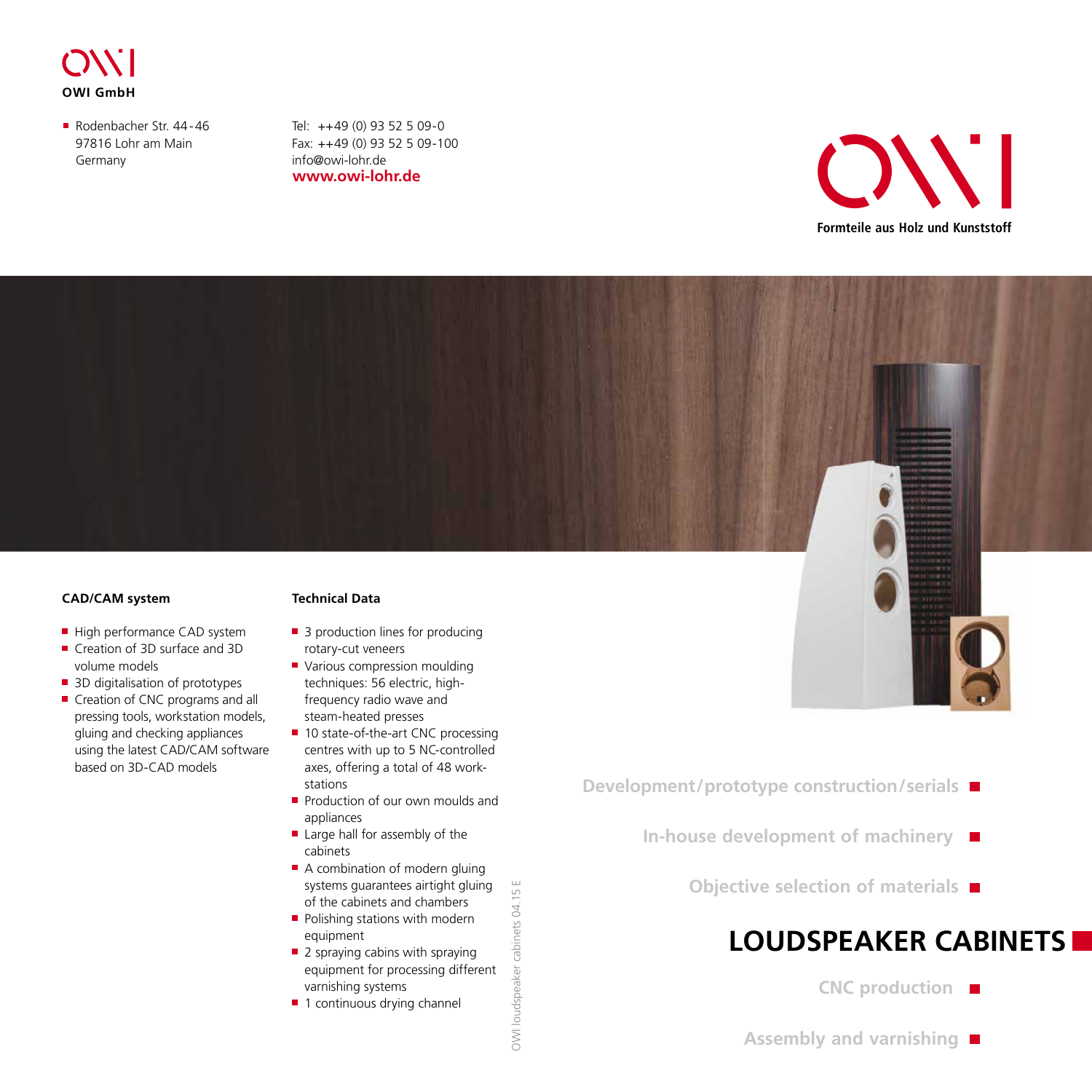**OWI GmbH**

- Rodenbacher Str. 44-46
  97816 Lohr am Main
  Germany

Tel: ++49 (0) 93 52 5 09-0
Fax: ++49 (0) 93 52 5 09-100
info@owi-lohr.de
**www.owi-lohr.de**

**Formteile aus Holz und Kunststoff**

### CAD/CAM system

- High performance CAD system
- Creation of 3D surface and 3D volume models
- 3D digitalisation of prototypes
- Creation of CNC programs and all pressing tools, workstation models, gluing and checking appliances using the latest CAD/CAM software based on 3D-CAD models

### Technical Data

- 3 production lines for producing rotary-cut veneers
- Various compression moulding techniques: 56 electric, high-frequency radio wave and steam-heated presses
- 10 state-of-the-art CNC processing centres with up to 5 NC-controlled axes, offering a total of 48 work-stations
- Production of our own moulds and appliances
- Large hall for assembly of the cabinets
- A combination of modern gluing systems guarantees airtight gluing of the cabinets and chambers
- Polishing stations with modern equipment
- 2 spraying cabins with spraying equipment for processing different varnishing systems
- 1 continuous drying channel

OWI loudspeaker cabinets 04.15 E

**Development/prototype construction/serials**

**In-house development of machinery**

**Objective selection of materials**

# LOUDSPEAKER CABINETS

**CNC production**

**Assembly and varnishing**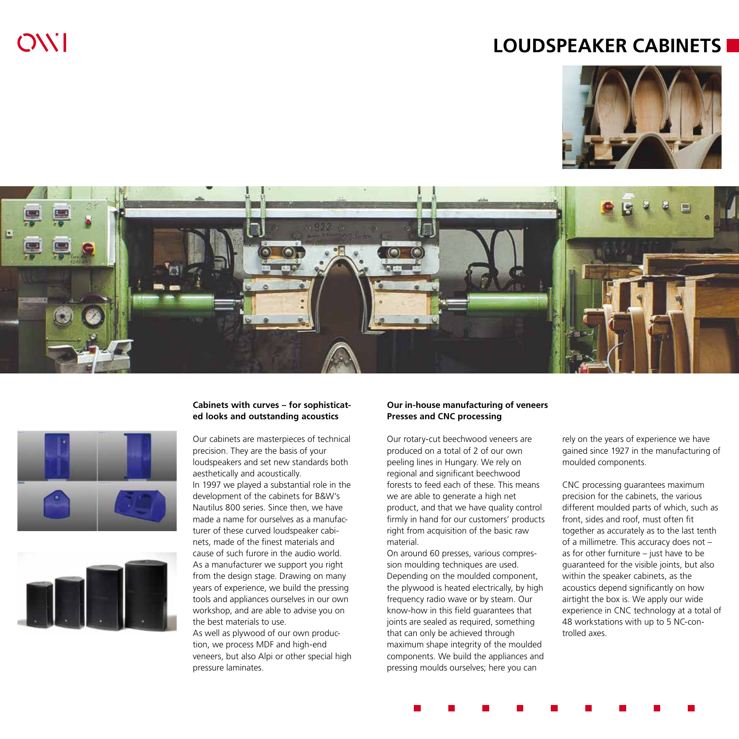# LOUDSPEAKER CABINETS

### Cabinets with curves – for sophisticated looks and outstanding acoustics

Our cabinets are masterpieces of technical precision. They are the basis of your loudspeakers and set new standards both aesthetically and acoustically.
In 1997 we played a substantial role in the development of the cabinets for B&W's Nautilus 800 series. Since then, we have made a name for ourselves as a manufacturer of these curved loudspeaker cabinets, made of the finest materials and cause of such furore in the audio world.
As a manufacturer we support you right from the design stage. Drawing on many years of experience, we build the pressing tools and appliances ourselves in our own workshop, and are able to advise you on the best materials to use.
As well as plywood of our own production, we process MDF and high-end veneers, but also Alpi or other special high pressure laminates.

### Our in-house manufacturing of veneers Presses and CNC processing

Our rotary-cut beechwood veneers are produced on a total of 2 of our own peeling lines in Hungary. We rely on regional and significant beechwood forests to feed each of these. This means we are able to generate a high net product, and that we have quality control firmly in hand for our customers' products right from acquisition of the basic raw material.
On around 60 presses, various compression moulding techniques are used. Depending on the moulded component, the plywood is heated electrically, by high frequency radio wave or by steam. Our know-how in this field guarantees that joints are sealed as required, something that can only be achieved through maximum shape integrity of the moulded components. We build the appliances and pressing moulds ourselves; here you can rely on the years of experience we have gained since 1927 in the manufacturing of moulded components.

CNC processing guarantees maximum precision for the cabinets, the various different moulded parts of which, such as front, sides and roof, must often fit together as accurately as to the last tenth of a millimetre. This accuracy does not – as for other furniture – just have to be guaranteed for the visible joints, but also within the speaker cabinets, as the acoustics depend significantly on how airtight the box is. We apply our wide experience in CNC technology at a total of 48 workstations with up to 5 NC-controlled axes.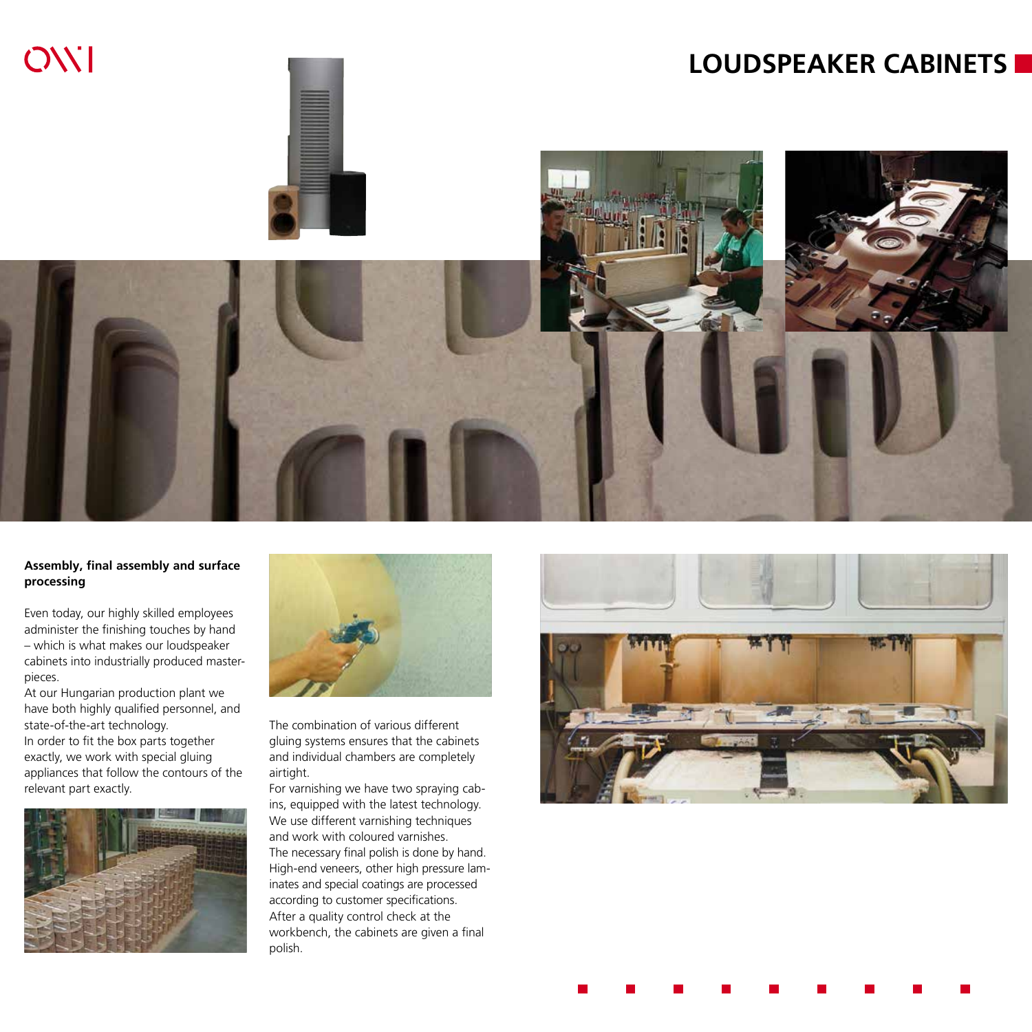# LOUDSPEAKER CABINETS

**Assembly, final assembly and surface processing**

Even today, our highly skilled employees administer the finishing touches by hand – which is what makes our loudspeaker cabinets into industrially produced masterpieces.
At our Hungarian production plant we have both highly qualified personnel, and state-of-the-art technology.
In order to fit the box parts together exactly, we work with special gluing appliances that follow the contours of the relevant part exactly.

The combination of various different gluing systems ensures that the cabinets and individual chambers are completely airtight.
For varnishing we have two spraying cabins, equipped with the latest technology. We use different varnishing techniques and work with coloured varnishes.
The necessary final polish is done by hand. High-end veneers, other high pressure laminates and special coatings are processed according to customer specifications.
After a quality control check at the workbench, the cabinets are given a final polish.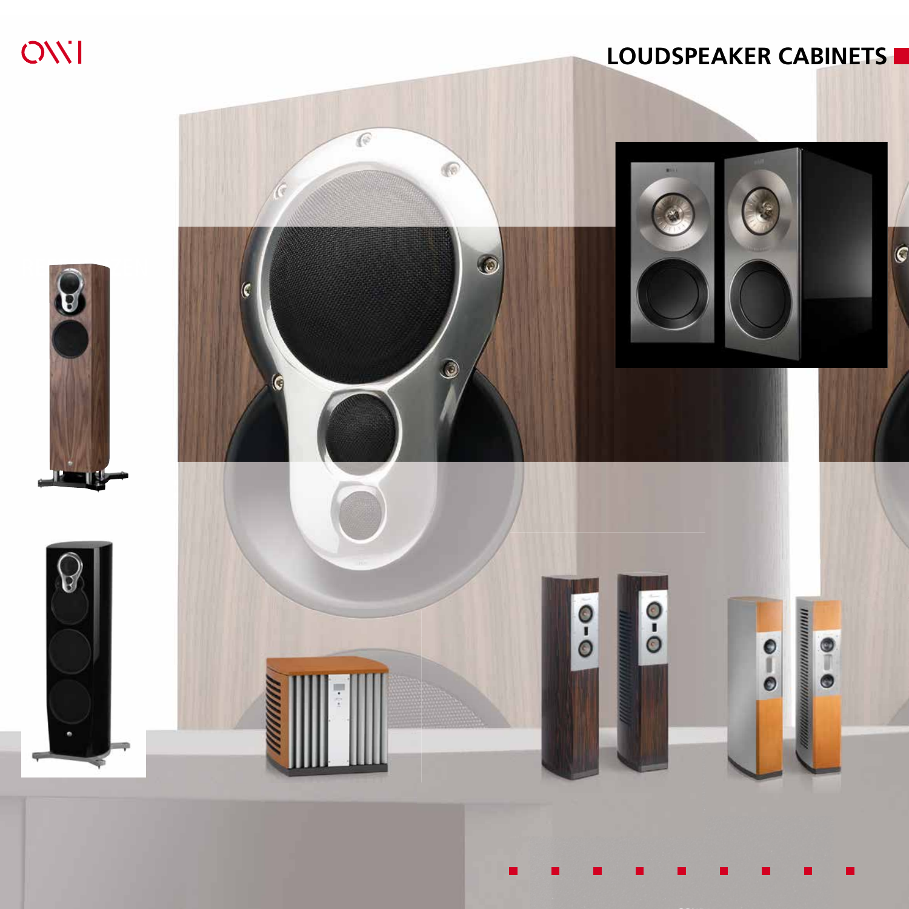# LOUDSPEAKER CABINETS